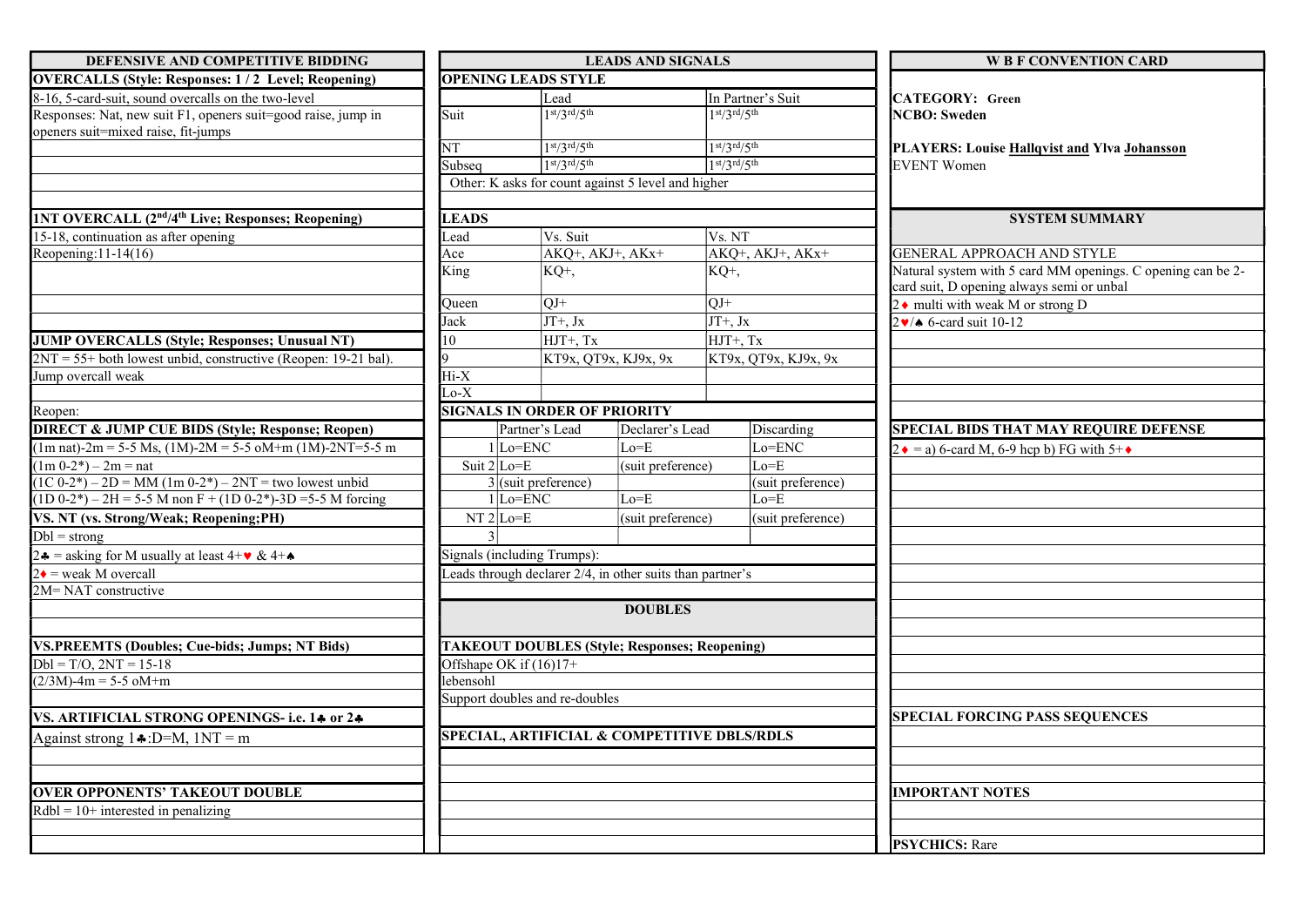# W B F CONVENTION CARD

**CATEGORY: Green**
**NCBO: Sweden**

**PLAYERS: Louise Hallqvist and Ylva Johansson**
EVENT Women

## SYSTEM SUMMARY

**GENERAL APPROACH AND STYLE**

Natural system with 5 card MM openings. C opening can be 2-card suit, D opening always semi or unbal

2♦ multi with weak M or strong D

2♥/♠ 6-card suit 10-12

**SPECIAL BIDS THAT MAY REQUIRE DEFENSE**

2♦ = a) 6-card M, 6-9 hcp b) FG with 5+♦

**SPECIAL FORCING PASS SEQUENCES**

**IMPORTANT NOTES**

**PSYCHICS:** Rare

## DEFENSIVE AND COMPETITIVE BIDDING

**OVERCALLS (Style: Responses: 1 / 2 Level; Reopening)**

8-16, 5-card-suit, sound overcalls on the two-level

Responses: Nat, new suit F1, openers suit=good raise, jump in openers suit=mixed raise, fit-jumps

**1NT OVERCALL (2nd/4th Live; Responses; Reopening)**

15-18, continuation as after opening

Reopening:11-14(16)

**JUMP OVERCALLS (Style; Responses; Unusual NT)**

2NT = 55+ both lowest unbid, constructive (Reopen: 19-21 bal).

Jump overcall weak

Reopen:

**DIRECT & JUMP CUE BIDS (Style; Response; Reopen)**

(1m nat)-2m = 5-5 Ms, (1M)-2M = 5-5 oM+m (1M)-2NT=5-5 m

(1m 0-2*) – 2m = nat

(1C 0-2*) – 2D = MM (1m 0-2*) – 2NT = two lowest unbid

(1D 0-2*) – 2H = 5-5 M non F + (1D 0-2*)-3D =5-5 M forcing

**VS. NT (vs. Strong/Weak; Reopening;PH)**

Dbl = strong

2♣ = asking for M usually at least 4+♥ & 4+♠

2♦ = weak M overcall

2M= NAT constructive

**VS.PREEMTS (Doubles; Cue-bids; Jumps; NT Bids)**

Dbl = T/O, 2NT = 15-18

(2/3M)-4m = 5-5 oM+m

**VS. ARTIFICIAL STRONG OPENINGS- i.e. 1♣ or 2♣**

Against strong 1♣:D=M, 1NT = m

**OVER OPPONENTS' TAKEOUT DOUBLE**

Rdbl = 10+ interested in penalizing

## LEADS AND SIGNALS

**OPENING LEADS STYLE**

| | Lead | In Partner's Suit |
|---|---|---|
| Suit | 1st/3rd/5th | 1st/3rd/5th |
| NT | 1st/3rd/5th | 1st/3rd/5th |
| Subseq | 1st/3rd/5th | 1st/3rd/5th |

Other: K asks for count against 5 level and higher

**LEADS**

| Lead | Vs. Suit | Vs. NT |
|---|---|---|
| Ace | AKQ+, AKJ+, AKx+ | AKQ+, AKJ+, AKx+ |
| King | KQ+, | KQ+, |
| Queen | QJ+ | QJ+ |
| Jack | JT+, Jx | JT+, Jx |
| 10 | HJT+, Tx | HJT+, Tx |
| 9 | KT9x, QT9x, KJ9x, 9x | KT9x, QT9x, KJ9x, 9x |
| Hi-X | | |
| Lo-X | | |

**SIGNALS IN ORDER OF PRIORITY**

| | | Partner's Lead | Declarer's Lead | Discarding |
|---|---|---|---|---|
| Suit | 1 | Lo=ENC | Lo=E | Lo=ENC |
| | 2 | Lo=E | (suit preference) | Lo=E |
| | 3 | (suit preference) | | (suit preference) |
| NT | 1 | Lo=ENC | Lo=E | Lo=E |
| | 2 | Lo=E | (suit preference) | (suit preference) |
| | 3 | | | |

Signals (including Trumps):

Leads through declarer 2/4, in other suits than partner's

## DOUBLES

**TAKEOUT DOUBLES (Style; Responses; Reopening)**

Offshape OK if (16)17+

lebensohl

Support doubles and re-doubles

**SPECIAL, ARTIFICIAL & COMPETITIVE DBLS/RDLS**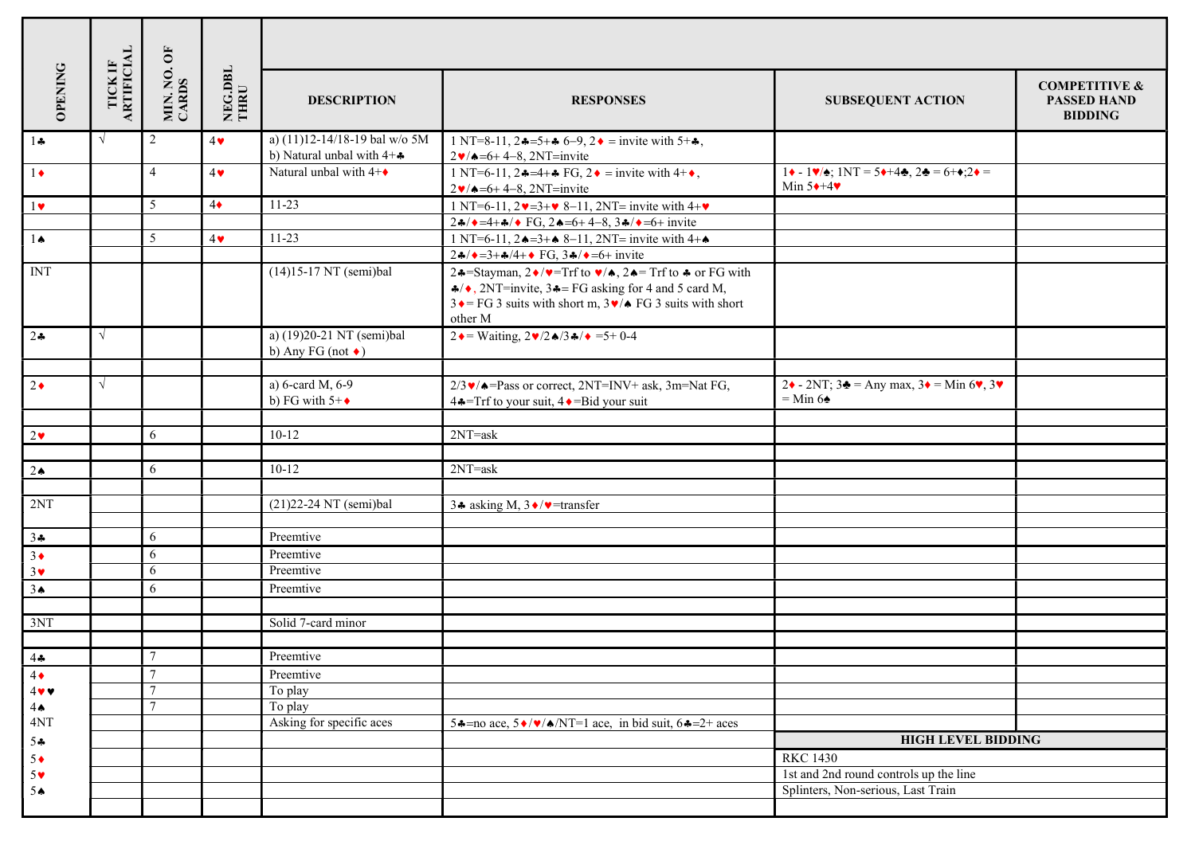| OPENING | TICK IF ARTIFICIAL | MIN. NO. OF CARDS | NEG.DBL THRU | DESCRIPTION | RESPONSES | SUBSEQUENT ACTION | COMPETITIVE & PASSED HAND BIDDING |
|---|---|---|---|---|---|---|---|
| 1♣ | √ | 2 | 4♥ | a) (11)12-14/18-19 bal w/o 5M<br>b) Natural unbal with 4+♣ | 1 NT=8-11, 2♣=5+♣ 6–9, 2♦ = invite with 5+♣,<br>2♥/♠=6+ 4–8, 2NT=invite | | |
| 1♦ | | 4 | 4♥ | Natural unbal with 4+♦ | 1 NT=6-11, 2♣=4+♣ FG, 2♦ = invite with 4+♦,<br>2♥/♠=6+ 4–8, 2NT=invite | 1♦ - 1♥/♠; 1NT = 5♦+4♣, 2♣ = 6+♦;2♦ = Min 5♦+4♥ | |
| 1♥ | | 5 | 4♦ | 11-23 | 1 NT=6-11, 2♥=3+♥ 8–11, 2NT= invite with 4+♥ | | |
| | | | | | 2♣/♦=4+♣/♦ FG, 2♠=6+ 4–8, 3♣/♦=6+ invite | | |
| 1♠ | | 5 | 4♥ | 11-23 | 1 NT=6-11, 2♠=3+♠ 8–11, 2NT= invite with 4+♠ | | |
| | | | | | 2♣/♦=3+♣/4+♦ FG, 3♣/♦=6+ invite | | |
| INT | | | | (14)15-17 NT (semi)bal | 2♣=Stayman, 2♦/♥=Trf to ♥/♠, 2♠= Trf to ♣ or FG with ♣/♦, 2NT=invite, 3♣= FG asking for 4 and 5 card M, 3♦= FG 3 suits with short m, 3♥/♠ FG 3 suits with short other M | | |
| 2♣ | √ | | | a) (19)20-21 NT (semi)bal<br>b) Any FG (not ♦) | 2♦= Waiting, 2♥/2♠/3♣/♦ =5+ 0-4 | | |
| | | | | | | | |
| 2♦ | √ | | | a) 6-card M, 6-9<br>b) FG with 5+♦ | 2/3♥/♠=Pass or correct, 2NT=INV+ ask, 3m=Nat FG, 4♣=Trf to your suit, 4♦=Bid your suit | 2♦ - 2NT; 3♣ = Any max, 3♦ = Min 6♥, 3♥ = Min 6♠ | |
| | | | | | | | |
| 2♥ | | 6 | | 10-12 | 2NT=ask | | |
| | | | | | | | |
| 2♠ | | 6 | | 10-12 | 2NT=ask | | |
| | | | | | | | |
| 2NT | | | | (21)22-24 NT (semi)bal | 3♣ asking M, 3♦/♥=transfer | | |
| | | | | | | | |
| 3♣ | | 6 | | Preemtive | | | |
| 3♦ | | 6 | | Preemtive | | | |
| 3♥ | | 6 | | Preemtive | | | |
| 3♠ | | 6 | | Preemtive | | | |
| | | | | | | | |
| 3NT | | | | Solid 7-card minor | | | |
| | | | | | | | |
| 4♣ | | 7 | | Preemtive | | | |
| 4♦ | | 7 | | Preemtive | | | |
| 4♥♥ | | 7 | | To play | | | |
| 4♠ | | 7 | | To play | | | |
| 4NT | | | | Asking for specific aces | 5♣=no ace, 5♦/♥/♠/NT=1 ace, in bid suit, 6♣=2+ aces | | |
| 5♣ | | | | | | **HIGH LEVEL BIDDING** | |
| 5♦ | | | | | | RKC 1430 | |
| 5♥ | | | | | | 1st and 2nd round controls up the line | |
| 5♠ | | | | | | Splinters, Non-serious, Last Train | |